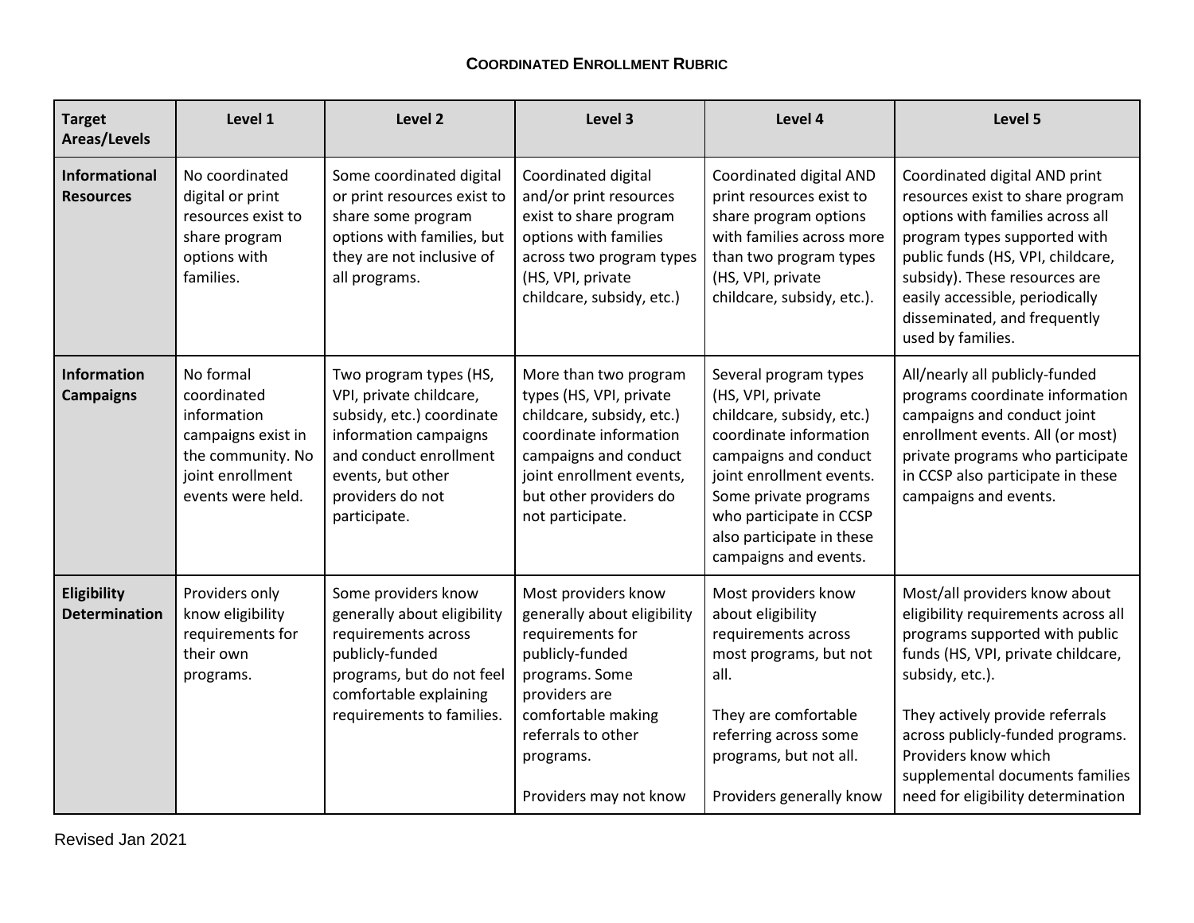## Coordinated Enrollment Rubric

| Target Areas/Levels | Level 1 | Level 2 | Level 3 | Level 4 | Level 5 |
|---|---|---|---|---|---|
| **Informational Resources** | No coordinated digital or print resources exist to share program options with families. | Some coordinated digital or print resources exist to share some program options with families, but they are not inclusive of all programs. | Coordinated digital and/or print resources exist to share program options with families across two program types (HS, VPI, private childcare, subsidy, etc.) | Coordinated digital AND print resources exist to share program options with families across more than two program types (HS, VPI, private childcare, subsidy, etc.). | Coordinated digital AND print resources exist to share program options with families across all program types supported with public funds (HS, VPI, childcare, subsidy). These resources are easily accessible, periodically disseminated, and frequently used by families. |
| **Information Campaigns** | No formal coordinated information campaigns exist in the community. No joint enrollment events were held. | Two program types (HS, VPI, private childcare, subsidy, etc.) coordinate information campaigns and conduct enrollment events, but other providers do not participate. | More than two program types (HS, VPI, private childcare, subsidy, etc.) coordinate information campaigns and conduct joint enrollment events, but other providers do not participate. | Several program types (HS, VPI, private childcare, subsidy, etc.) coordinate information campaigns and conduct joint enrollment events. Some private programs who participate in CCSP also participate in these campaigns and events. | All/nearly all publicly-funded programs coordinate information campaigns and conduct joint enrollment events. All (or most) private programs who participate in CCSP also participate in these campaigns and events. |
| **Eligibility Determination** | Providers only know eligibility requirements for their own programs. | Some providers know generally about eligibility requirements across publicly-funded programs, but do not feel comfortable explaining requirements to families. | Most providers know generally about eligibility requirements for publicly-funded programs. Some providers are comfortable making referrals to other programs.<br><br>Providers may not know | Most providers know about eligibility requirements across most programs, but not all.<br><br>They are comfortable referring across some programs, but not all.<br><br>Providers generally know | Most/all providers know about eligibility requirements across all programs supported with public funds (HS, VPI, private childcare, subsidy, etc.).<br><br>They actively provide referrals across publicly-funded programs. Providers know which supplemental documents families need for eligibility determination |

Revised Jan 2021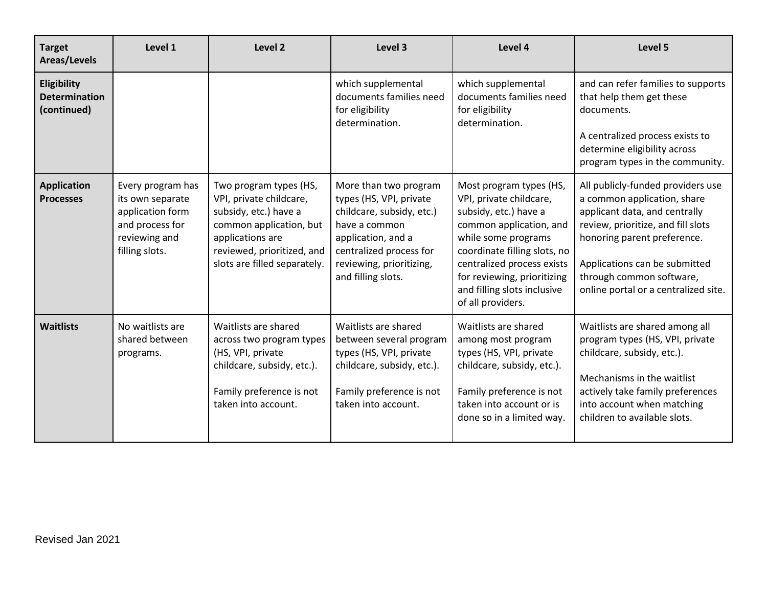| Target Areas/Levels | Level 1 | Level 2 | Level 3 | Level 4 | Level 5 |
|---|---|---|---|---|---|
| **Eligibility Determination (continued)** | | | which supplemental documents families need for eligibility determination. | which supplemental documents families need for eligibility determination. | and can refer families to supports that help them get these documents.<br><br>A centralized process exists to determine eligibility across program types in the community. |
| **Application Processes** | Every program has its own separate application form and process for reviewing and filling slots. | Two program types (HS, VPI, private childcare, subsidy, etc.) have a common application, but applications are reviewed, prioritized, and slots are filled separately. | More than two program types (HS, VPI, private childcare, subsidy, etc.) have a common application, and a centralized process for reviewing, prioritizing, and filling slots. | Most program types (HS, VPI, private childcare, subsidy, etc.) have a common application, and while some programs coordinate filling slots, no centralized process exists for reviewing, prioritizing and filling slots inclusive of all providers. | All publicly-funded providers use a common application, share applicant data, and centrally review, prioritize, and fill slots honoring parent preference.<br><br>Applications can be submitted through common software, online portal or a centralized site. |
| **Waitlists** | No waitlists are shared between programs. | Waitlists are shared across two program types (HS, VPI, private childcare, subsidy, etc.).<br><br>Family preference is not taken into account. | Waitlists are shared between several program types (HS, VPI, private childcare, subsidy, etc.).<br><br>Family preference is not taken into account. | Waitlists are shared among most program types (HS, VPI, private childcare, subsidy, etc.).<br><br>Family preference is not taken into account or is done so in a limited way. | Waitlists are shared among all program types (HS, VPI, private childcare, subsidy, etc.).<br><br>Mechanisms in the waitlist actively take family preferences into account when matching children to available slots. |

Revised Jan 2021